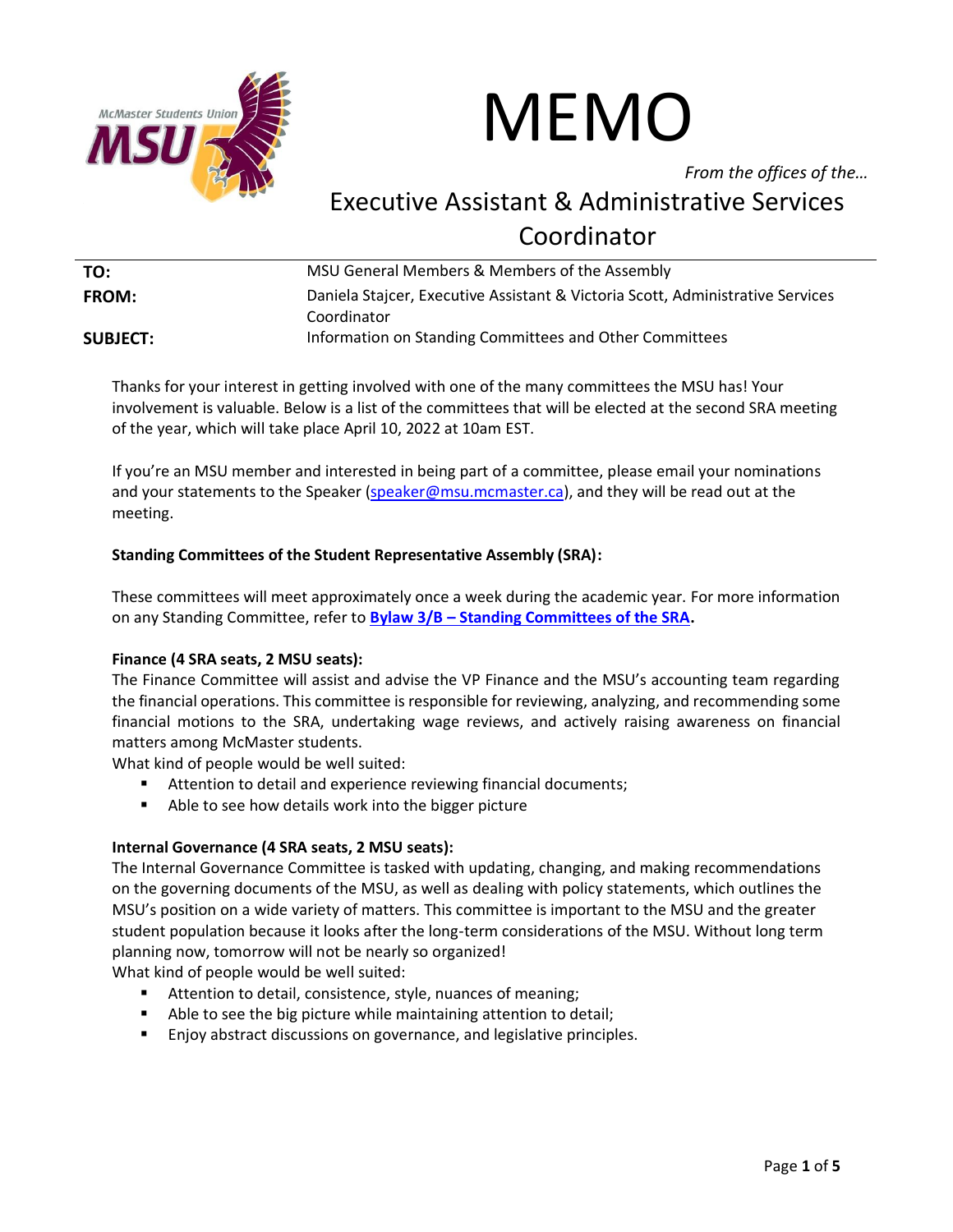# MEMO

*From the offices of the…*

## Executive Assistant & Administrative Services Coordinator

| | |
|---|---|
| **TO:** | MSU General Members & Members of the Assembly |
| **FROM:** | Daniela Stajcer, Executive Assistant & Victoria Scott, Administrative Services Coordinator |
| **SUBJECT:** | Information on Standing Committees and Other Committees |

Thanks for your interest in getting involved with one of the many committees the MSU has! Your involvement is valuable. Below is a list of the committees that will be elected at the second SRA meeting of the year, which will take place April 10, 2022 at 10am EST.

If you're an MSU member and interested in being part of a committee, please email your nominations and your statements to the Speaker (speaker@msu.mcmaster.ca), and they will be read out at the meeting.

**Standing Committees of the Student Representative Assembly (SRA):**

These committees will meet approximately once a week during the academic year. For more information on any Standing Committee, refer to **Bylaw 3/B – Standing Committees of the SRA.**

**Finance (4 SRA seats, 2 MSU seats):**

The Finance Committee will assist and advise the VP Finance and the MSU's accounting team regarding the financial operations. This committee is responsible for reviewing, analyzing, and recommending some financial motions to the SRA, undertaking wage reviews, and actively raising awareness on financial matters among McMaster students.

What kind of people would be well suited:

- Attention to detail and experience reviewing financial documents;
- Able to see how details work into the bigger picture

**Internal Governance (4 SRA seats, 2 MSU seats):**

The Internal Governance Committee is tasked with updating, changing, and making recommendations on the governing documents of the MSU, as well as dealing with policy statements, which outlines the MSU's position on a wide variety of matters. This committee is important to the MSU and the greater student population because it looks after the long-term considerations of the MSU. Without long term planning now, tomorrow will not be nearly so organized!

What kind of people would be well suited:

- Attention to detail, consistence, style, nuances of meaning;
- Able to see the big picture while maintaining attention to detail;
- Enjoy abstract discussions on governance, and legislative principles.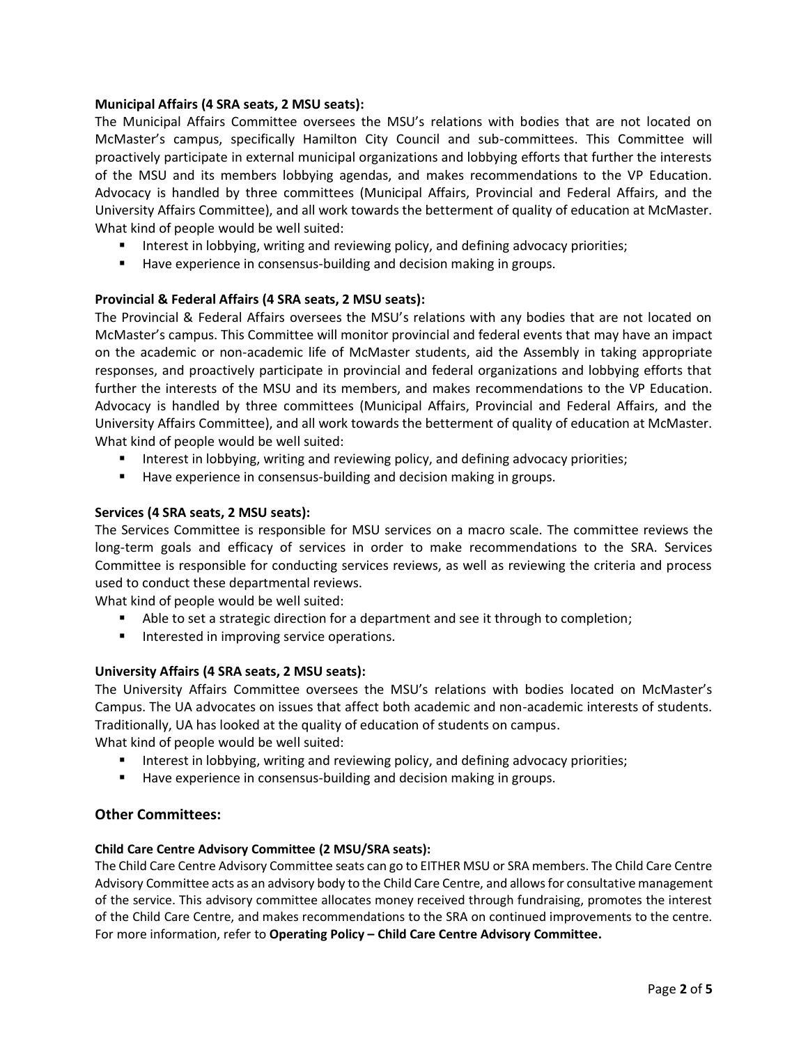**Municipal Affairs (4 SRA seats, 2 MSU seats):**

The Municipal Affairs Committee oversees the MSU's relations with bodies that are not located on McMaster's campus, specifically Hamilton City Council and sub-committees. This Committee will proactively participate in external municipal organizations and lobbying efforts that further the interests of the MSU and its members lobbying agendas, and makes recommendations to the VP Education. Advocacy is handled by three committees (Municipal Affairs, Provincial and Federal Affairs, and the University Affairs Committee), and all work towards the betterment of quality of education at McMaster.

What kind of people would be well suited:

- Interest in lobbying, writing and reviewing policy, and defining advocacy priorities;
- Have experience in consensus-building and decision making in groups.

**Provincial & Federal Affairs (4 SRA seats, 2 MSU seats):**

The Provincial & Federal Affairs oversees the MSU's relations with any bodies that are not located on McMaster's campus. This Committee will monitor provincial and federal events that may have an impact on the academic or non-academic life of McMaster students, aid the Assembly in taking appropriate responses, and proactively participate in provincial and federal organizations and lobbying efforts that further the interests of the MSU and its members, and makes recommendations to the VP Education. Advocacy is handled by three committees (Municipal Affairs, Provincial and Federal Affairs, and the University Affairs Committee), and all work towards the betterment of quality of education at McMaster.

What kind of people would be well suited:

- Interest in lobbying, writing and reviewing policy, and defining advocacy priorities;
- Have experience in consensus-building and decision making in groups.

**Services (4 SRA seats, 2 MSU seats):**

The Services Committee is responsible for MSU services on a macro scale. The committee reviews the long-term goals and efficacy of services in order to make recommendations to the SRA. Services Committee is responsible for conducting services reviews, as well as reviewing the criteria and process used to conduct these departmental reviews.

What kind of people would be well suited:

- Able to set a strategic direction for a department and see it through to completion;
- Interested in improving service operations.

**University Affairs (4 SRA seats, 2 MSU seats):**

The University Affairs Committee oversees the MSU's relations with bodies located on McMaster's Campus. The UA advocates on issues that affect both academic and non-academic interests of students. Traditionally, UA has looked at the quality of education of students on campus.

What kind of people would be well suited:

- Interest in lobbying, writing and reviewing policy, and defining advocacy priorities;
- Have experience in consensus-building and decision making in groups.

## Other Committees:

**Child Care Centre Advisory Committee (2 MSU/SRA seats):**

The Child Care Centre Advisory Committee seats can go to EITHER MSU or SRA members. The Child Care Centre Advisory Committee acts as an advisory body to the Child Care Centre, and allows for consultative management of the service. This advisory committee allocates money received through fundraising, promotes the interest of the Child Care Centre, and makes recommendations to the SRA on continued improvements to the centre. For more information, refer to **Operating Policy – Child Care Centre Advisory Committee.**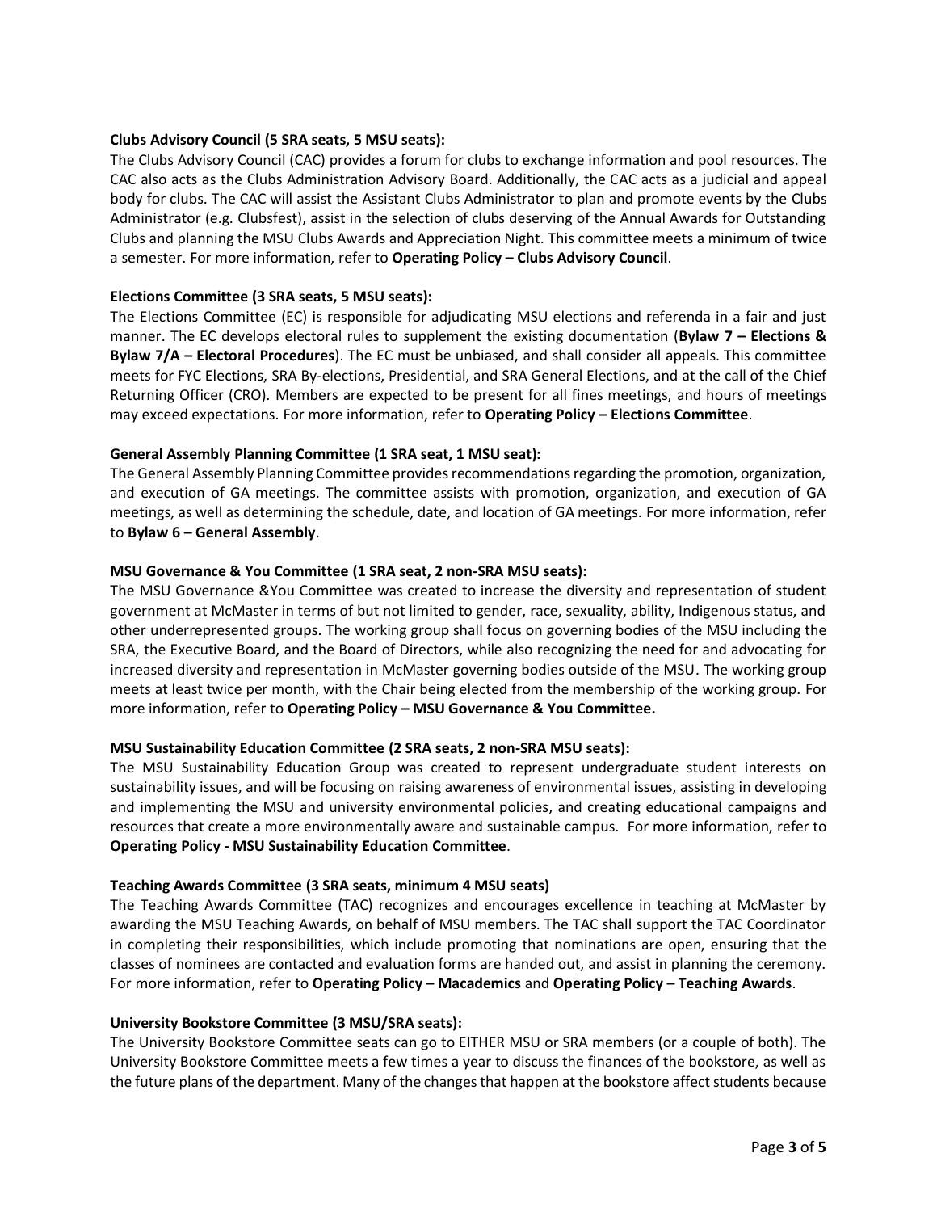**Clubs Advisory Council (5 SRA seats, 5 MSU seats):**
The Clubs Advisory Council (CAC) provides a forum for clubs to exchange information and pool resources. The CAC also acts as the Clubs Administration Advisory Board. Additionally, the CAC acts as a judicial and appeal body for clubs. The CAC will assist the Assistant Clubs Administrator to plan and promote events by the Clubs Administrator (e.g. Clubsfest), assist in the selection of clubs deserving of the Annual Awards for Outstanding Clubs and planning the MSU Clubs Awards and Appreciation Night. This committee meets a minimum of twice a semester. For more information, refer to **Operating Policy – Clubs Advisory Council**.

**Elections Committee (3 SRA seats, 5 MSU seats):**
The Elections Committee (EC) is responsible for adjudicating MSU elections and referenda in a fair and just manner. The EC develops electoral rules to supplement the existing documentation (**Bylaw 7 – Elections & Bylaw 7/A – Electoral Procedures**). The EC must be unbiased, and shall consider all appeals. This committee meets for FYC Elections, SRA By-elections, Presidential, and SRA General Elections, and at the call of the Chief Returning Officer (CRO). Members are expected to be present for all fines meetings, and hours of meetings may exceed expectations. For more information, refer to **Operating Policy – Elections Committee**.

**General Assembly Planning Committee (1 SRA seat, 1 MSU seat):**
The General Assembly Planning Committee provides recommendations regarding the promotion, organization, and execution of GA meetings. The committee assists with promotion, organization, and execution of GA meetings, as well as determining the schedule, date, and location of GA meetings. For more information, refer to **Bylaw 6 – General Assembly**.

**MSU Governance & You Committee (1 SRA seat, 2 non-SRA MSU seats):**
The MSU Governance &You Committee was created to increase the diversity and representation of student government at McMaster in terms of but not limited to gender, race, sexuality, ability, Indigenous status, and other underrepresented groups. The working group shall focus on governing bodies of the MSU including the SRA, the Executive Board, and the Board of Directors, while also recognizing the need for and advocating for increased diversity and representation in McMaster governing bodies outside of the MSU. The working group meets at least twice per month, with the Chair being elected from the membership of the working group. For more information, refer to **Operating Policy – MSU Governance & You Committee.**

**MSU Sustainability Education Committee (2 SRA seats, 2 non-SRA MSU seats):**
The MSU Sustainability Education Group was created to represent undergraduate student interests on sustainability issues, and will be focusing on raising awareness of environmental issues, assisting in developing and implementing the MSU and university environmental policies, and creating educational campaigns and resources that create a more environmentally aware and sustainable campus. For more information, refer to **Operating Policy - MSU Sustainability Education Committee**.

**Teaching Awards Committee (3 SRA seats, minimum 4 MSU seats)**
The Teaching Awards Committee (TAC) recognizes and encourages excellence in teaching at McMaster by awarding the MSU Teaching Awards, on behalf of MSU members. The TAC shall support the TAC Coordinator in completing their responsibilities, which include promoting that nominations are open, ensuring that the classes of nominees are contacted and evaluation forms are handed out, and assist in planning the ceremony. For more information, refer to **Operating Policy – Macademics** and **Operating Policy – Teaching Awards**.

**University Bookstore Committee (3 MSU/SRA seats):**
The University Bookstore Committee seats can go to EITHER MSU or SRA members (or a couple of both). The University Bookstore Committee meets a few times a year to discuss the finances of the bookstore, as well as the future plans of the department. Many of the changes that happen at the bookstore affect students because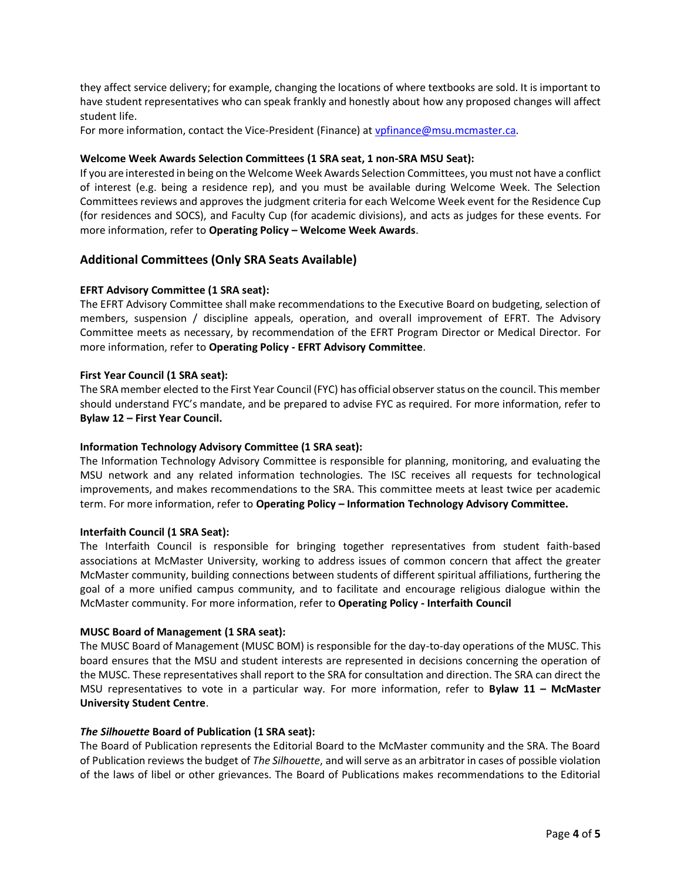they affect service delivery; for example, changing the locations of where textbooks are sold. It is important to have student representatives who can speak frankly and honestly about how any proposed changes will affect student life.
For more information, contact the Vice-President (Finance) at vpfinance@msu.mcmaster.ca.

**Welcome Week Awards Selection Committees (1 SRA seat, 1 non-SRA MSU Seat):**
If you are interested in being on the Welcome Week Awards Selection Committees, you must not have a conflict of interest (e.g. being a residence rep), and you must be available during Welcome Week. The Selection Committees reviews and approves the judgment criteria for each Welcome Week event for the Residence Cup (for residences and SOCS), and Faculty Cup (for academic divisions), and acts as judges for these events. For more information, refer to **Operating Policy – Welcome Week Awards**.

## Additional Committees (Only SRA Seats Available)

**EFRT Advisory Committee (1 SRA seat):**
The EFRT Advisory Committee shall make recommendations to the Executive Board on budgeting, selection of members, suspension / discipline appeals, operation, and overall improvement of EFRT. The Advisory Committee meets as necessary, by recommendation of the EFRT Program Director or Medical Director. For more information, refer to **Operating Policy - EFRT Advisory Committee**.

**First Year Council (1 SRA seat):**
The SRA member elected to the First Year Council (FYC) has official observer status on the council. This member should understand FYC's mandate, and be prepared to advise FYC as required. For more information, refer to **Bylaw 12 – First Year Council.**

**Information Technology Advisory Committee (1 SRA seat):**
The Information Technology Advisory Committee is responsible for planning, monitoring, and evaluating the MSU network and any related information technologies. The ISC receives all requests for technological improvements, and makes recommendations to the SRA. This committee meets at least twice per academic term. For more information, refer to **Operating Policy – Information Technology Advisory Committee.**

**Interfaith Council (1 SRA Seat):**
The Interfaith Council is responsible for bringing together representatives from student faith-based associations at McMaster University, working to address issues of common concern that affect the greater McMaster community, building connections between students of different spiritual affiliations, furthering the goal of a more unified campus community, and to facilitate and encourage religious dialogue within the McMaster community. For more information, refer to **Operating Policy - Interfaith Council**

**MUSC Board of Management (1 SRA seat):**
The MUSC Board of Management (MUSC BOM) is responsible for the day-to-day operations of the MUSC. This board ensures that the MSU and student interests are represented in decisions concerning the operation of the MUSC. These representatives shall report to the SRA for consultation and direction. The SRA can direct the MSU representatives to vote in a particular way. For more information, refer to **Bylaw 11 – McMaster University Student Centre**.

***The Silhouette* Board of Publication (1 SRA seat):**
The Board of Publication represents the Editorial Board to the McMaster community and the SRA. The Board of Publication reviews the budget of *The Silhouette*, and will serve as an arbitrator in cases of possible violation of the laws of libel or other grievances. The Board of Publications makes recommendations to the Editorial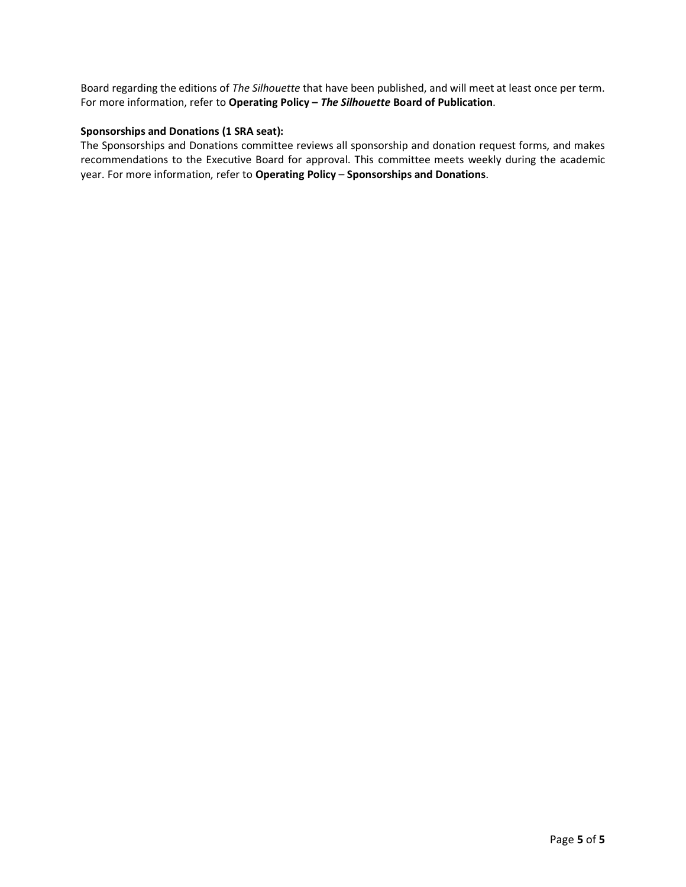Board regarding the editions of *The Silhouette* that have been published, and will meet at least once per term. For more information, refer to **Operating Policy – *The Silhouette* Board of Publication**.

**Sponsorships and Donations (1 SRA seat):**
The Sponsorships and Donations committee reviews all sponsorship and donation request forms, and makes recommendations to the Executive Board for approval. This committee meets weekly during the academic year. For more information, refer to **Operating Policy** – **Sponsorships and Donations**.